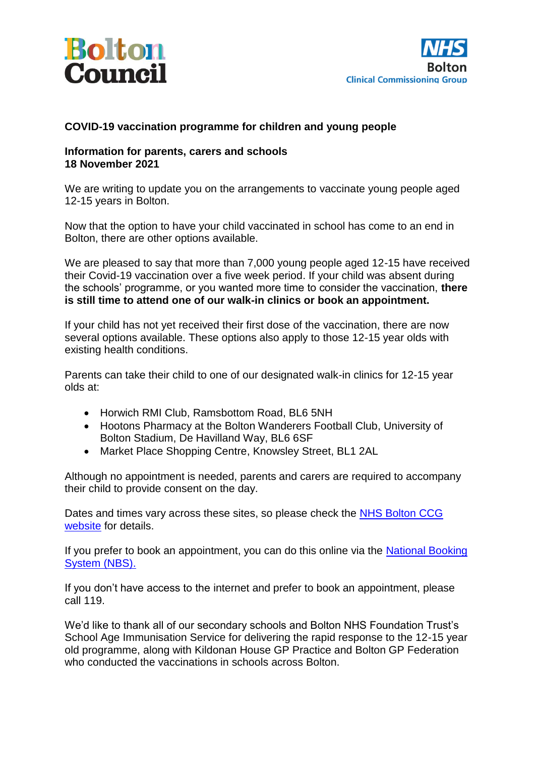Bolton Council

NHS Bolton Clinical Commissioning Group

**COVID-19 vaccination programme for children and young people**

**Information for parents, carers and schools**
**18 November 2021**

We are writing to update you on the arrangements to vaccinate young people aged 12-15 years in Bolton.

Now that the option to have your child vaccinated in school has come to an end in Bolton, there are other options available.

We are pleased to say that more than 7,000 young people aged 12-15 have received their Covid-19 vaccination over a five week period. If your child was absent during the schools' programme, or you wanted more time to consider the vaccination, **there is still time to attend one of our walk-in clinics or book an appointment.**

If your child has not yet received their first dose of the vaccination, there are now several options available. These options also apply to those 12-15 year olds with existing health conditions.

Parents can take their child to one of our designated walk-in clinics for 12-15 year olds at:

- Horwich RMI Club, Ramsbottom Road, BL6 5NH
- Hootons Pharmacy at the Bolton Wanderers Football Club, University of Bolton Stadium, De Havilland Way, BL6 6SF
- Market Place Shopping Centre, Knowsley Street, BL1 2AL

Although no appointment is needed, parents and carers are required to accompany their child to provide consent on the day.

Dates and times vary across these sites, so please check the NHS Bolton CCG website for details.

If you prefer to book an appointment, you can do this online via the National Booking System (NBS).

If you don't have access to the internet and prefer to book an appointment, please call 119.

We'd like to thank all of our secondary schools and Bolton NHS Foundation Trust's School Age Immunisation Service for delivering the rapid response to the 12-15 year old programme, along with Kildonan House GP Practice and Bolton GP Federation who conducted the vaccinations in schools across Bolton.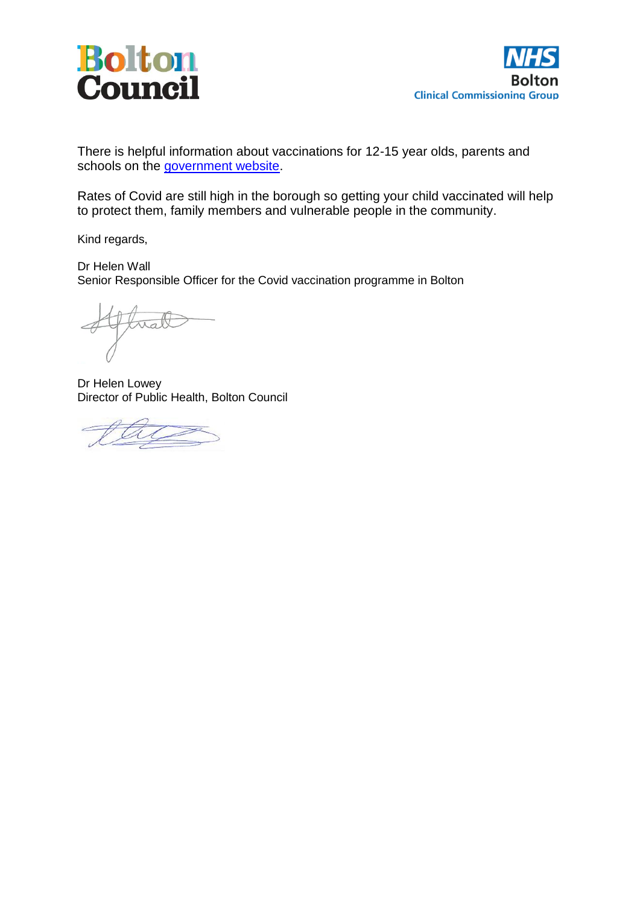There is helpful information about vaccinations for 12-15 year olds, parents and schools on the government website.

Rates of Covid are still high in the borough so getting your child vaccinated will help to protect them, family members and vulnerable people in the community.

Kind regards,

Dr Helen Wall
Senior Responsible Officer for the Covid vaccination programme in Bolton

Dr Helen Lowey
Director of Public Health, Bolton Council